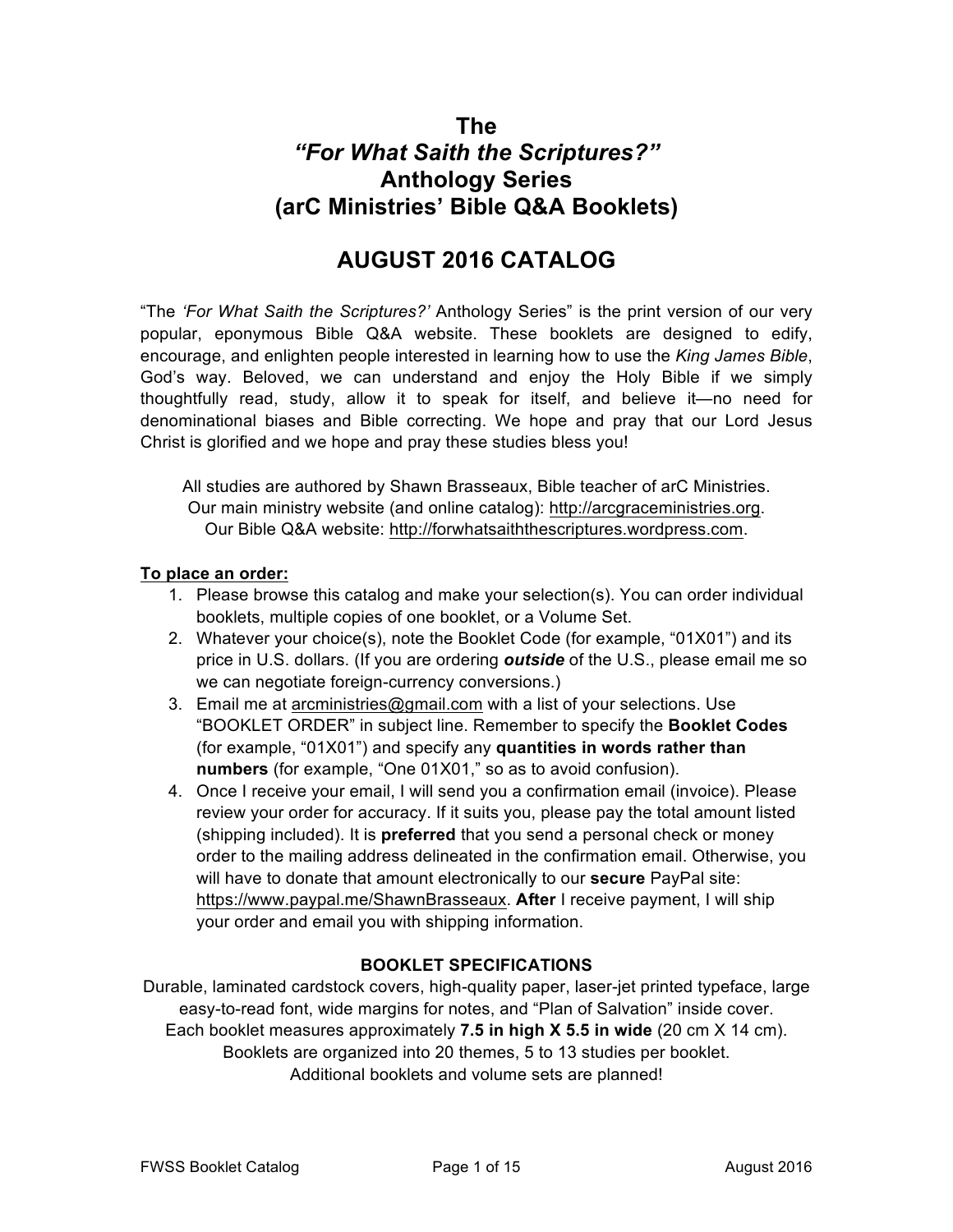# The *"For What Saith the Scriptures?"* Anthology Series (arC Ministries' Bible Q&A Booklets)

## AUGUST 2016 CATALOG

"The *'For What Saith the Scriptures?'* Anthology Series" is the print version of our very popular, eponymous Bible Q&A website. These booklets are designed to edify, encourage, and enlighten people interested in learning how to use the *King James Bible*, God's way. Beloved, we can understand and enjoy the Holy Bible if we simply thoughtfully read, study, allow it to speak for itself, and believe it—no need for denominational biases and Bible correcting. We hope and pray that our Lord Jesus Christ is glorified and we hope and pray these studies bless you!

All studies are authored by Shawn Brasseaux, Bible teacher of arC Ministries.
Our main ministry website (and online catalog): http://arcgraceministries.org.
Our Bible Q&A website: http://forwhatsaiththescriptures.wordpress.com.

**To place an order:**

1. Please browse this catalog and make your selection(s). You can order individual booklets, multiple copies of one booklet, or a Volume Set.
2. Whatever your choice(s), note the Booklet Code (for example, "01X01") and its price in U.S. dollars. (If you are ordering ***outside*** of the U.S., please email me so we can negotiate foreign-currency conversions.)
3. Email me at arcministries@gmail.com with a list of your selections. Use "BOOKLET ORDER" in subject line. Remember to specify the **Booklet Codes** (for example, "01X01") and specify any **quantities in words rather than numbers** (for example, "One 01X01," so as to avoid confusion).
4. Once I receive your email, I will send you a confirmation email (invoice). Please review your order for accuracy. If it suits you, please pay the total amount listed (shipping included). It is **preferred** that you send a personal check or money order to the mailing address delineated in the confirmation email. Otherwise, you will have to donate that amount electronically to our **secure** PayPal site: https://www.paypal.me/ShawnBrasseaux. **After** I receive payment, I will ship your order and email you with shipping information.

**BOOKLET SPECIFICATIONS**

Durable, laminated cardstock covers, high-quality paper, laser-jet printed typeface, large easy-to-read font, wide margins for notes, and "Plan of Salvation" inside cover.
Each booklet measures approximately **7.5 in high X 5.5 in wide** (20 cm X 14 cm).
Booklets are organized into 20 themes, 5 to 13 studies per booklet.
Additional booklets and volume sets are planned!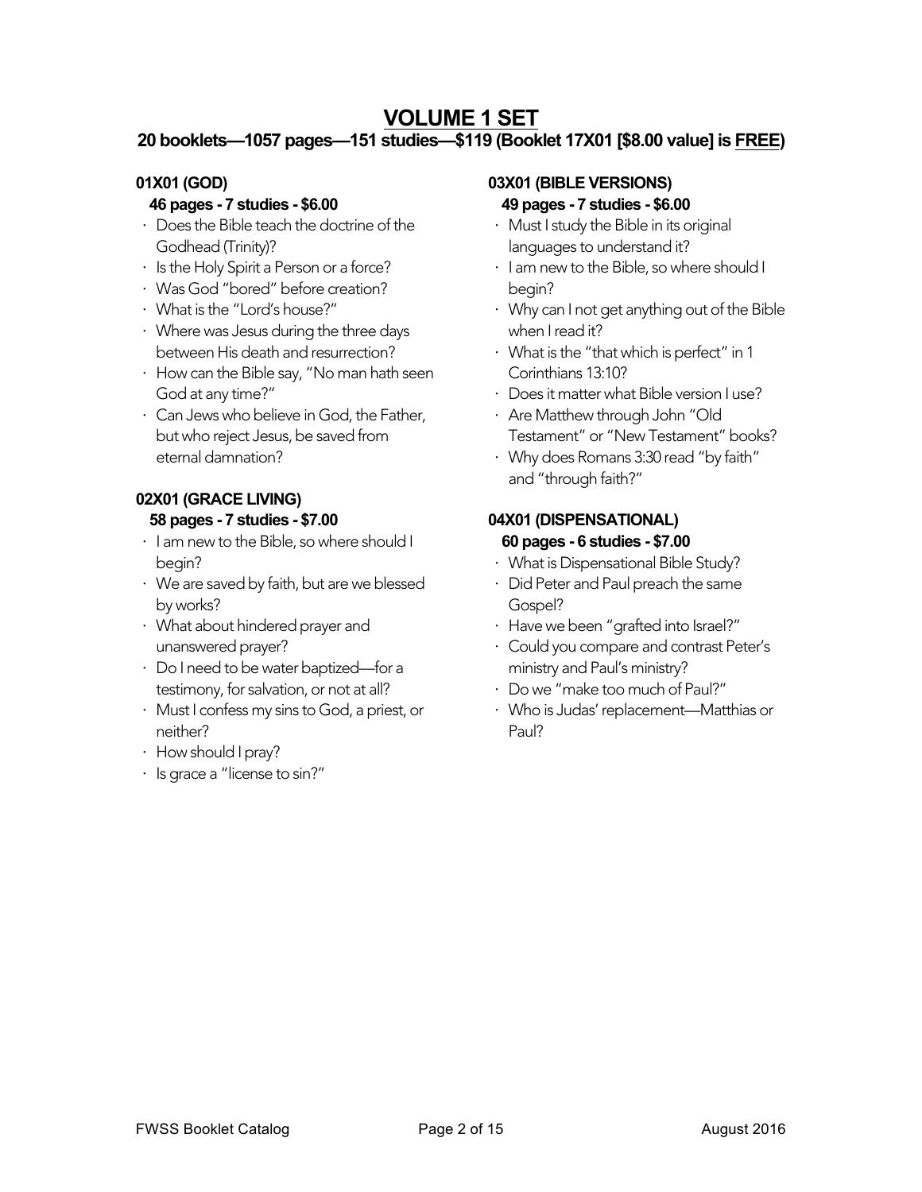# VOLUME 1 SET

## 20 booklets—1057 pages—151 studies—$119 (Booklet 17X01 [$8.00 value] is FREE)

### 01X01 (GOD)

**46 pages - 7 studies - $6.00**

- Does the Bible teach the doctrine of the Godhead (Trinity)?
- Is the Holy Spirit a Person or a force?
- Was God "bored" before creation?
- What is the "Lord's house?"
- Where was Jesus during the three days between His death and resurrection?
- How can the Bible say, "No man hath seen God at any time?"
- Can Jews who believe in God, the Father, but who reject Jesus, be saved from eternal damnation?

### 02X01 (GRACE LIVING)

**58 pages - 7 studies - $7.00**

- I am new to the Bible, so where should I begin?
- We are saved by faith, but are we blessed by works?
- What about hindered prayer and unanswered prayer?
- Do I need to be water baptized—for a testimony, for salvation, or not at all?
- Must I confess my sins to God, a priest, or neither?
- How should I pray?
- Is grace a "license to sin?"

### 03X01 (BIBLE VERSIONS)

**49 pages - 7 studies - $6.00**

- Must I study the Bible in its original languages to understand it?
- I am new to the Bible, so where should I begin?
- Why can I not get anything out of the Bible when I read it?
- What is the "that which is perfect" in 1 Corinthians 13:10?
- Does it matter what Bible version I use?
- Are Matthew through John "Old Testament" or "New Testament" books?
- Why does Romans 3:30 read "by faith" and "through faith?"

### 04X01 (DISPENSATIONAL)

**60 pages - 6 studies - $7.00**

- What is Dispensational Bible Study?
- Did Peter and Paul preach the same Gospel?
- Have we been "grafted into Israel?"
- Could you compare and contrast Peter's ministry and Paul's ministry?
- Do we "make too much of Paul?"
- Who is Judas' replacement—Matthias or Paul?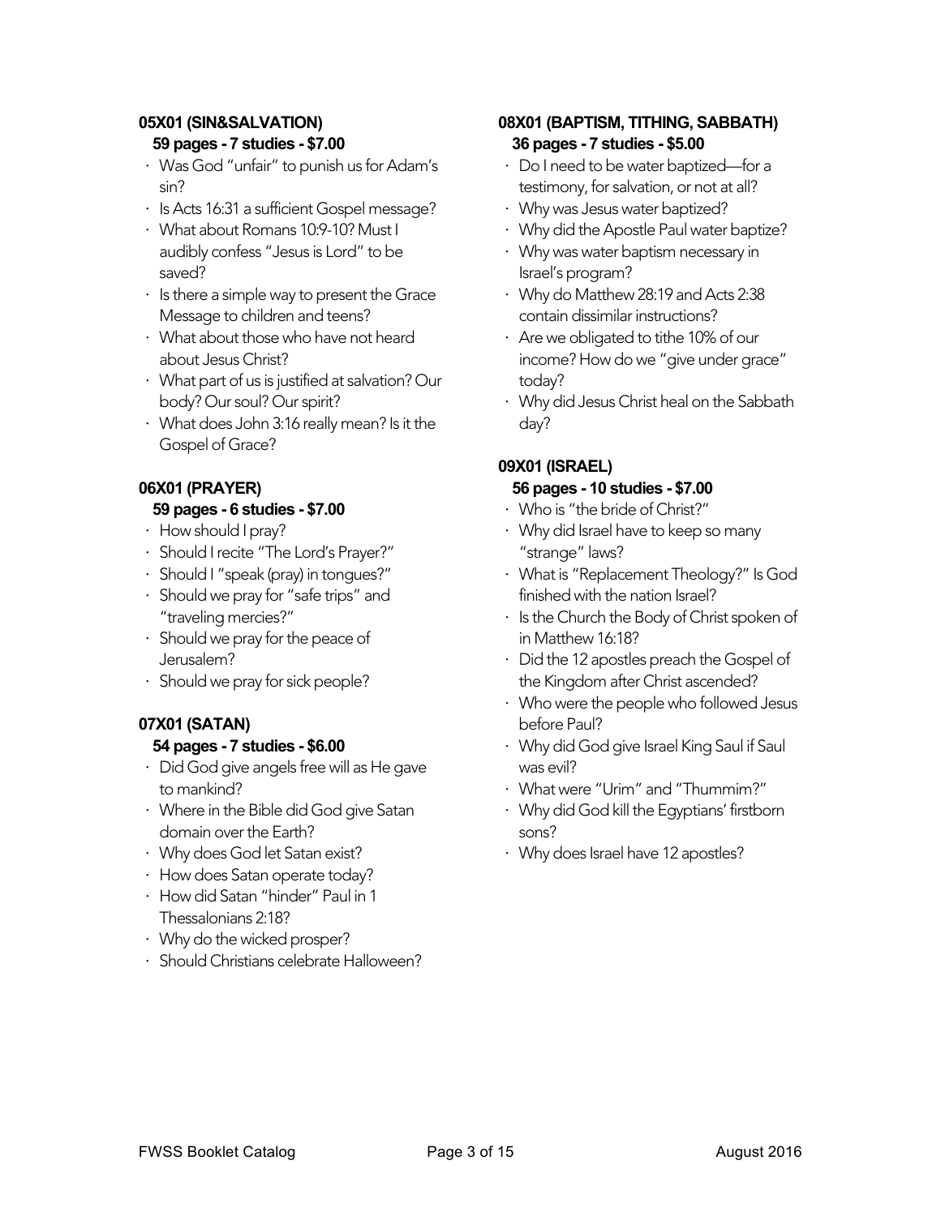### 05X01 (SIN&SALVATION)

**59 pages - 7 studies - $7.00**

- Was God "unfair" to punish us for Adam's sin?
- Is Acts 16:31 a sufficient Gospel message?
- What about Romans 10:9-10? Must I audibly confess "Jesus is Lord" to be saved?
- Is there a simple way to present the Grace Message to children and teens?
- What about those who have not heard about Jesus Christ?
- What part of us is justified at salvation? Our body? Our soul? Our spirit?
- What does John 3:16 really mean? Is it the Gospel of Grace?

### 06X01 (PRAYER)

**59 pages - 6 studies - $7.00**

- How should I pray?
- Should I recite "The Lord's Prayer?"
- Should I "speak (pray) in tongues?"
- Should we pray for "safe trips" and "traveling mercies?"
- Should we pray for the peace of Jerusalem?
- Should we pray for sick people?

### 07X01 (SATAN)

**54 pages - 7 studies - $6.00**

- Did God give angels free will as He gave to mankind?
- Where in the Bible did God give Satan domain over the Earth?
- Why does God let Satan exist?
- How does Satan operate today?
- How did Satan "hinder" Paul in 1 Thessalonians 2:18?
- Why do the wicked prosper?
- Should Christians celebrate Halloween?

### 08X01 (BAPTISM, TITHING, SABBATH)

**36 pages - 7 studies - $5.00**

- Do I need to be water baptized—for a testimony, for salvation, or not at all?
- Why was Jesus water baptized?
- Why did the Apostle Paul water baptize?
- Why was water baptism necessary in Israel's program?
- Why do Matthew 28:19 and Acts 2:38 contain dissimilar instructions?
- Are we obligated to tithe 10% of our income? How do we "give under grace" today?
- Why did Jesus Christ heal on the Sabbath day?

### 09X01 (ISRAEL)

**56 pages - 10 studies - $7.00**

- Who is "the bride of Christ?"
- Why did Israel have to keep so many "strange" laws?
- What is "Replacement Theology?" Is God finished with the nation Israel?
- Is the Church the Body of Christ spoken of in Matthew 16:18?
- Did the 12 apostles preach the Gospel of the Kingdom after Christ ascended?
- Who were the people who followed Jesus before Paul?
- Why did God give Israel King Saul if Saul was evil?
- What were "Urim" and "Thummim?"
- Why did God kill the Egyptians' firstborn sons?
- Why does Israel have 12 apostles?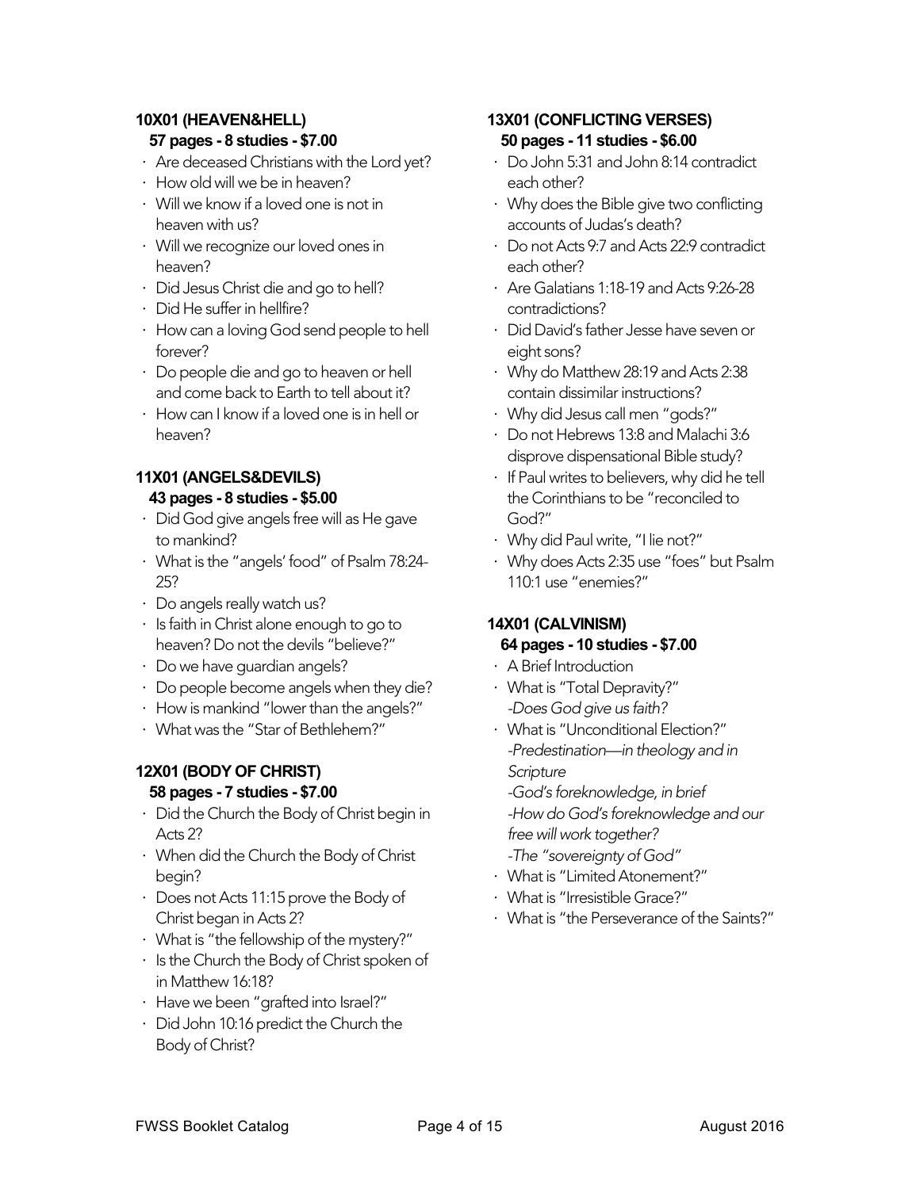### 10X01 (HEAVEN&HELL)

**57 pages - 8 studies - $7.00**

- Are deceased Christians with the Lord yet?
- How old will we be in heaven?
- Will we know if a loved one is not in heaven with us?
- Will we recognize our loved ones in heaven?
- Did Jesus Christ die and go to hell?
- Did He suffer in hellfire?
- How can a loving God send people to hell forever?
- Do people die and go to heaven or hell and come back to Earth to tell about it?
- How can I know if a loved one is in hell or heaven?

### 11X01 (ANGELS&DEVILS)

**43 pages - 8 studies - $5.00**

- Did God give angels free will as He gave to mankind?
- What is the "angels' food" of Psalm 78:24-25?
- Do angels really watch us?
- Is faith in Christ alone enough to go to heaven? Do not the devils "believe?"
- Do we have guardian angels?
- Do people become angels when they die?
- How is mankind "lower than the angels?"
- What was the "Star of Bethlehem?"

### 12X01 (BODY OF CHRIST)

**58 pages - 7 studies - $7.00**

- Did the Church the Body of Christ begin in Acts 2?
- When did the Church the Body of Christ begin?
- Does not Acts 11:15 prove the Body of Christ began in Acts 2?
- What is "the fellowship of the mystery?"
- Is the Church the Body of Christ spoken of in Matthew 16:18?
- Have we been "grafted into Israel?"
- Did John 10:16 predict the Church the Body of Christ?

### 13X01 (CONFLICTING VERSES)

**50 pages - 11 studies - $6.00**

- Do John 5:31 and John 8:14 contradict each other?
- Why does the Bible give two conflicting accounts of Judas's death?
- Do not Acts 9:7 and Acts 22:9 contradict each other?
- Are Galatians 1:18-19 and Acts 9:26-28 contradictions?
- Did David's father Jesse have seven or eight sons?
- Why do Matthew 28:19 and Acts 2:38 contain dissimilar instructions?
- Why did Jesus call men "gods?"
- Do not Hebrews 13:8 and Malachi 3:6 disprove dispensational Bible study?
- If Paul writes to believers, why did he tell the Corinthians to be "reconciled to God?"
- Why did Paul write, "I lie not?"
- Why does Acts 2:35 use "foes" but Psalm 110:1 use "enemies?"

### 14X01 (CALVINISM)

**64 pages - 10 studies - $7.00**

- A Brief Introduction
- What is "Total Depravity?"
  *-Does God give us faith?*
- What is "Unconditional Election?"
  *-Predestination—in theology and in Scripture*
  *-God's foreknowledge, in brief*
  *-How do God's foreknowledge and our free will work together?*
  *-The "sovereignty of God"*
- What is "Limited Atonement?"
- What is "Irresistible Grace?"
- What is "the Perseverance of the Saints?"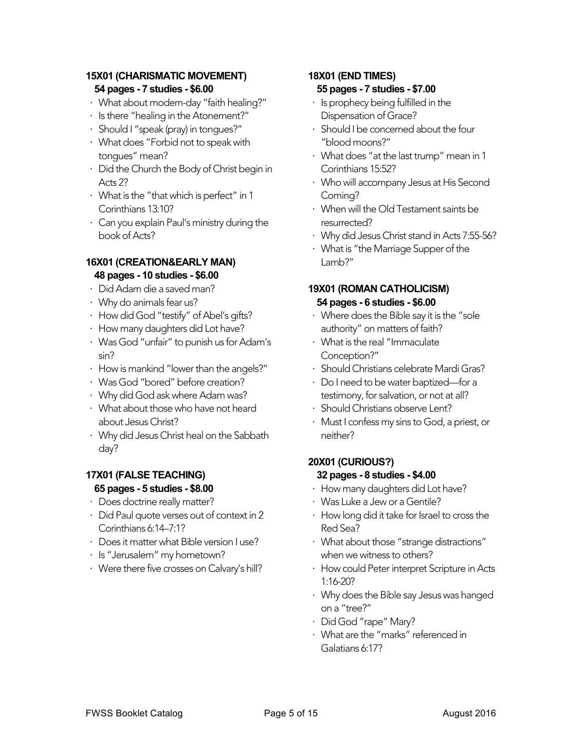### 15X01 (CHARISMATIC MOVEMENT)

**54 pages - 7 studies - $6.00**

- What about modern-day "faith healing?"
- Is there "healing in the Atonement?"
- Should I "speak (pray) in tongues?"
- What does "Forbid not to speak with tongues" mean?
- Did the Church the Body of Christ begin in Acts 2?
- What is the "that which is perfect" in 1 Corinthians 13:10?
- Can you explain Paul's ministry during the book of Acts?

### 16X01 (CREATION&EARLY MAN)

**48 pages - 10 studies - $6.00**

- Did Adam die a saved man?
- Why do animals fear us?
- How did God "testify" of Abel's gifts?
- How many daughters did Lot have?
- Was God "unfair" to punish us for Adam's sin?
- How is mankind "lower than the angels?"
- Was God "bored" before creation?
- Why did God ask where Adam was?
- What about those who have not heard about Jesus Christ?
- Why did Jesus Christ heal on the Sabbath day?

### 17X01 (FALSE TEACHING)

**65 pages - 5 studies - $8.00**

- Does doctrine really matter?
- Did Paul quote verses out of context in 2 Corinthians 6:14–7:1?
- Does it matter what Bible version I use?
- Is "Jerusalem" my hometown?
- Were there five crosses on Calvary's hill?

### 18X01 (END TIMES)

**55 pages - 7 studies - $7.00**

- Is prophecy being fulfilled in the Dispensation of Grace?
- Should I be concerned about the four "blood moons?"
- What does "at the last trump" mean in 1 Corinthians 15:52?
- Who will accompany Jesus at His Second Coming?
- When will the Old Testament saints be resurrected?
- Why did Jesus Christ stand in Acts 7:55-56?
- What is "the Marriage Supper of the Lamb?"

### 19X01 (ROMAN CATHOLICISM)

**54 pages - 6 studies - $6.00**

- Where does the Bible say it is the "sole authority" on matters of faith?
- What is the real "Immaculate Conception?"
- Should Christians celebrate Mardi Gras?
- Do I need to be water baptized—for a testimony, for salvation, or not at all?
- Should Christians observe Lent?
- Must I confess my sins to God, a priest, or neither?

### 20X01 (CURIOUS?)

**32 pages - 8 studies - $4.00**

- How many daughters did Lot have?
- Was Luke a Jew or a Gentile?
- How long did it take for Israel to cross the Red Sea?
- What about those "strange distractions" when we witness to others?
- How could Peter interpret Scripture in Acts 1:16-20?
- Why does the Bible say Jesus was hanged on a "tree?"
- Did God "rape" Mary?
- What are the "marks" referenced in Galatians 6:17?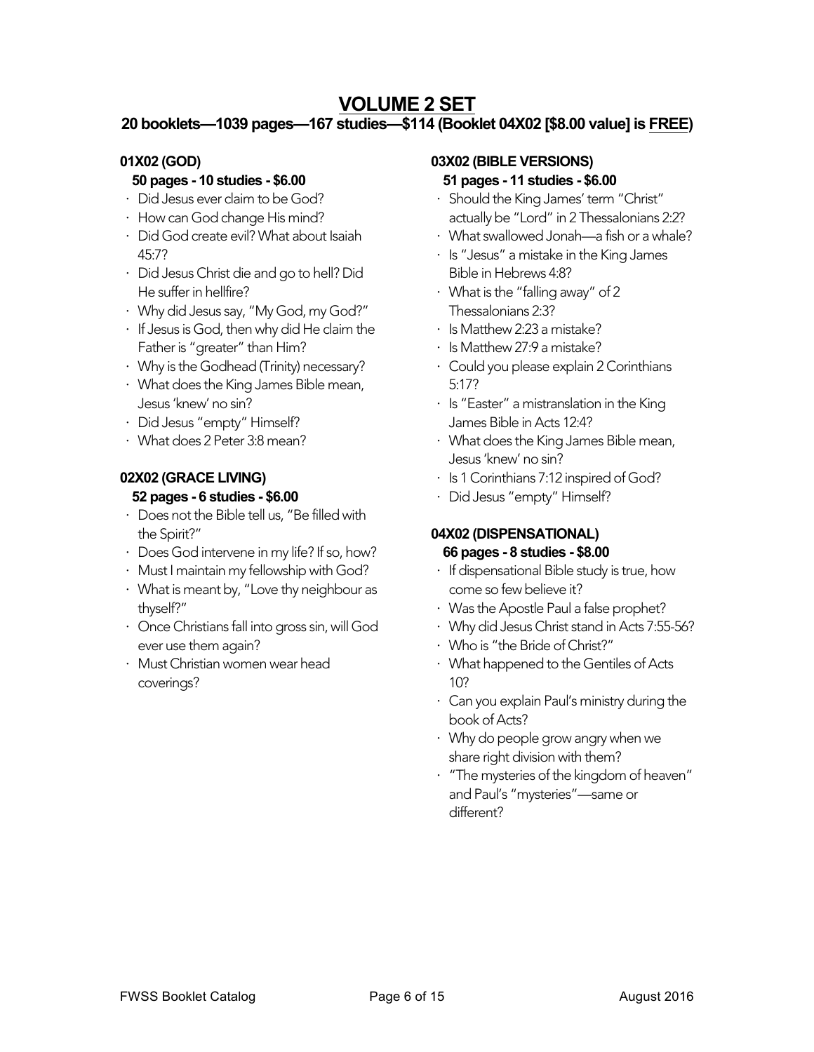# VOLUME 2 SET

## 20 booklets—1039 pages—167 studies—$114 (Booklet 04X02 [$8.00 value] is FREE)

### 01X02 (GOD)

**50 pages - 10 studies - $6.00**

- Did Jesus ever claim to be God?
- How can God change His mind?
- Did God create evil? What about Isaiah 45:7?
- Did Jesus Christ die and go to hell? Did He suffer in hellfire?
- Why did Jesus say, "My God, my God?"
- If Jesus is God, then why did He claim the Father is "greater" than Him?
- Why is the Godhead (Trinity) necessary?
- What does the King James Bible mean, Jesus 'knew' no sin?
- Did Jesus "empty" Himself?
- What does 2 Peter 3:8 mean?

### 02X02 (GRACE LIVING)

**52 pages - 6 studies - $6.00**

- Does not the Bible tell us, "Be filled with the Spirit?"
- Does God intervene in my life? If so, how?
- Must I maintain my fellowship with God?
- What is meant by, "Love thy neighbour as thyself?"
- Once Christians fall into gross sin, will God ever use them again?
- Must Christian women wear head coverings?

### 03X02 (BIBLE VERSIONS)

**51 pages - 11 studies - $6.00**

- Should the King James' term "Christ" actually be "Lord" in 2 Thessalonians 2:2?
- What swallowed Jonah—a fish or a whale?
- Is "Jesus" a mistake in the King James Bible in Hebrews 4:8?
- What is the "falling away" of 2 Thessalonians 2:3?
- Is Matthew 2:23 a mistake?
- Is Matthew 27:9 a mistake?
- Could you please explain 2 Corinthians 5:17?
- Is "Easter" a mistranslation in the King James Bible in Acts 12:4?
- What does the King James Bible mean, Jesus 'knew' no sin?
- Is 1 Corinthians 7:12 inspired of God?
- Did Jesus "empty" Himself?

### 04X02 (DISPENSATIONAL)

**66 pages - 8 studies - $8.00**

- If dispensational Bible study is true, how come so few believe it?
- Was the Apostle Paul a false prophet?
- Why did Jesus Christ stand in Acts 7:55-56?
- Who is "the Bride of Christ?"
- What happened to the Gentiles of Acts 10?
- Can you explain Paul's ministry during the book of Acts?
- Why do people grow angry when we share right division with them?
- "The mysteries of the kingdom of heaven" and Paul's "mysteries"—same or different?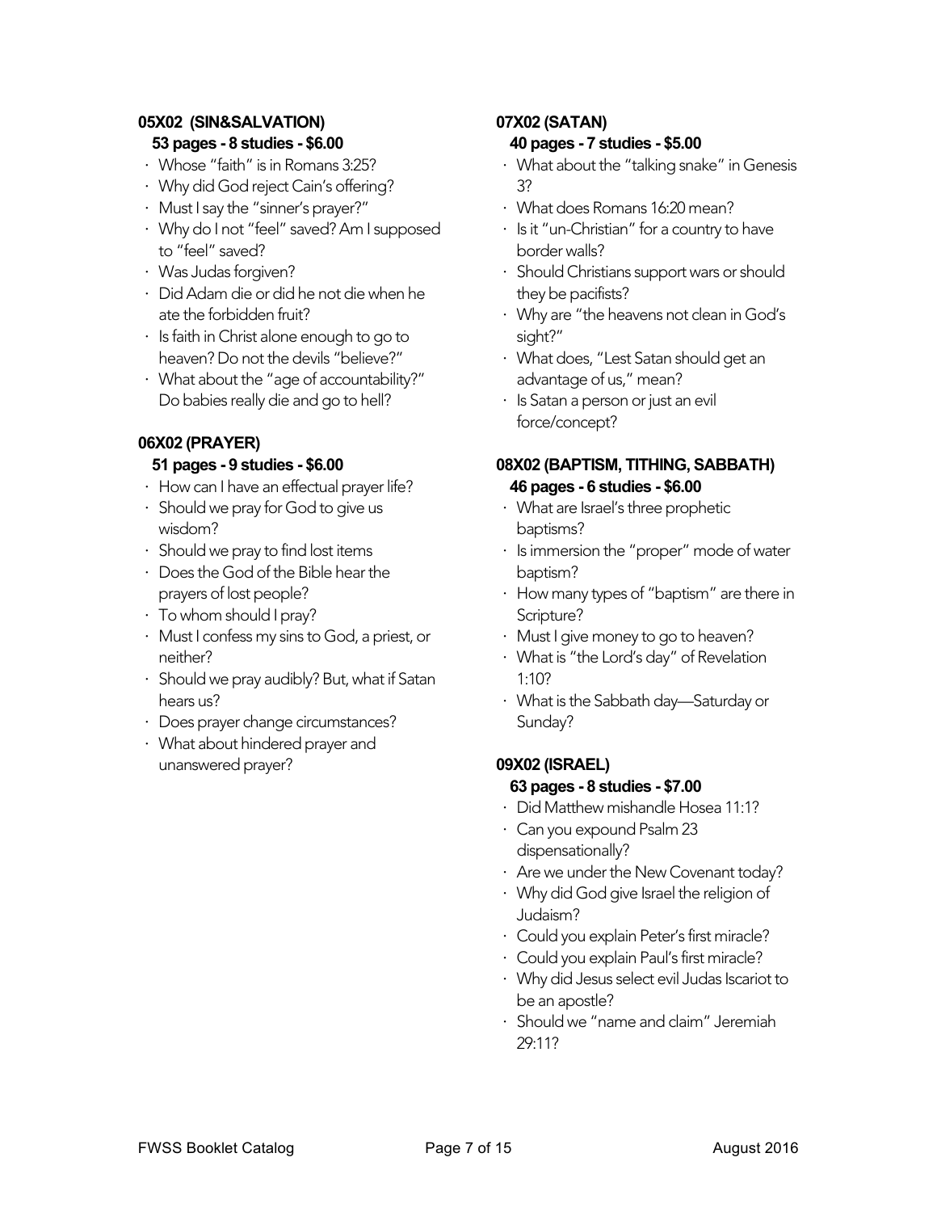### 05X02 (SIN&SALVATION)

**53 pages - 8 studies - $6.00**

- Whose "faith" is in Romans 3:25?
- Why did God reject Cain's offering?
- Must I say the "sinner's prayer?"
- Why do I not "feel" saved? Am I supposed to "feel" saved?
- Was Judas forgiven?
- Did Adam die or did he not die when he ate the forbidden fruit?
- Is faith in Christ alone enough to go to heaven? Do not the devils "believe?"
- What about the "age of accountability?" Do babies really die and go to hell?

### 06X02 (PRAYER)

**51 pages - 9 studies - $6.00**

- How can I have an effectual prayer life?
- Should we pray for God to give us wisdom?
- Should we pray to find lost items
- Does the God of the Bible hear the prayers of lost people?
- To whom should I pray?
- Must I confess my sins to God, a priest, or neither?
- Should we pray audibly? But, what if Satan hears us?
- Does prayer change circumstances?
- What about hindered prayer and unanswered prayer?

### 07X02 (SATAN)

**40 pages - 7 studies - $5.00**

- What about the "talking snake" in Genesis 3?
- What does Romans 16:20 mean?
- Is it "un-Christian" for a country to have border walls?
- Should Christians support wars or should they be pacifists?
- Why are "the heavens not clean in God's sight?"
- What does, "Lest Satan should get an advantage of us," mean?
- Is Satan a person or just an evil force/concept?

### 08X02 (BAPTISM, TITHING, SABBATH)

**46 pages - 6 studies - $6.00**

- What are Israel's three prophetic baptisms?
- Is immersion the "proper" mode of water baptism?
- How many types of "baptism" are there in Scripture?
- Must I give money to go to heaven?
- What is "the Lord's day" of Revelation 1:10?
- What is the Sabbath day—Saturday or Sunday?

### 09X02 (ISRAEL)

**63 pages - 8 studies - $7.00**

- Did Matthew mishandle Hosea 11:1?
- Can you expound Psalm 23 dispensationally?
- Are we under the New Covenant today?
- Why did God give Israel the religion of Judaism?
- Could you explain Peter's first miracle?
- Could you explain Paul's first miracle?
- Why did Jesus select evil Judas Iscariot to be an apostle?
- Should we "name and claim" Jeremiah 29:11?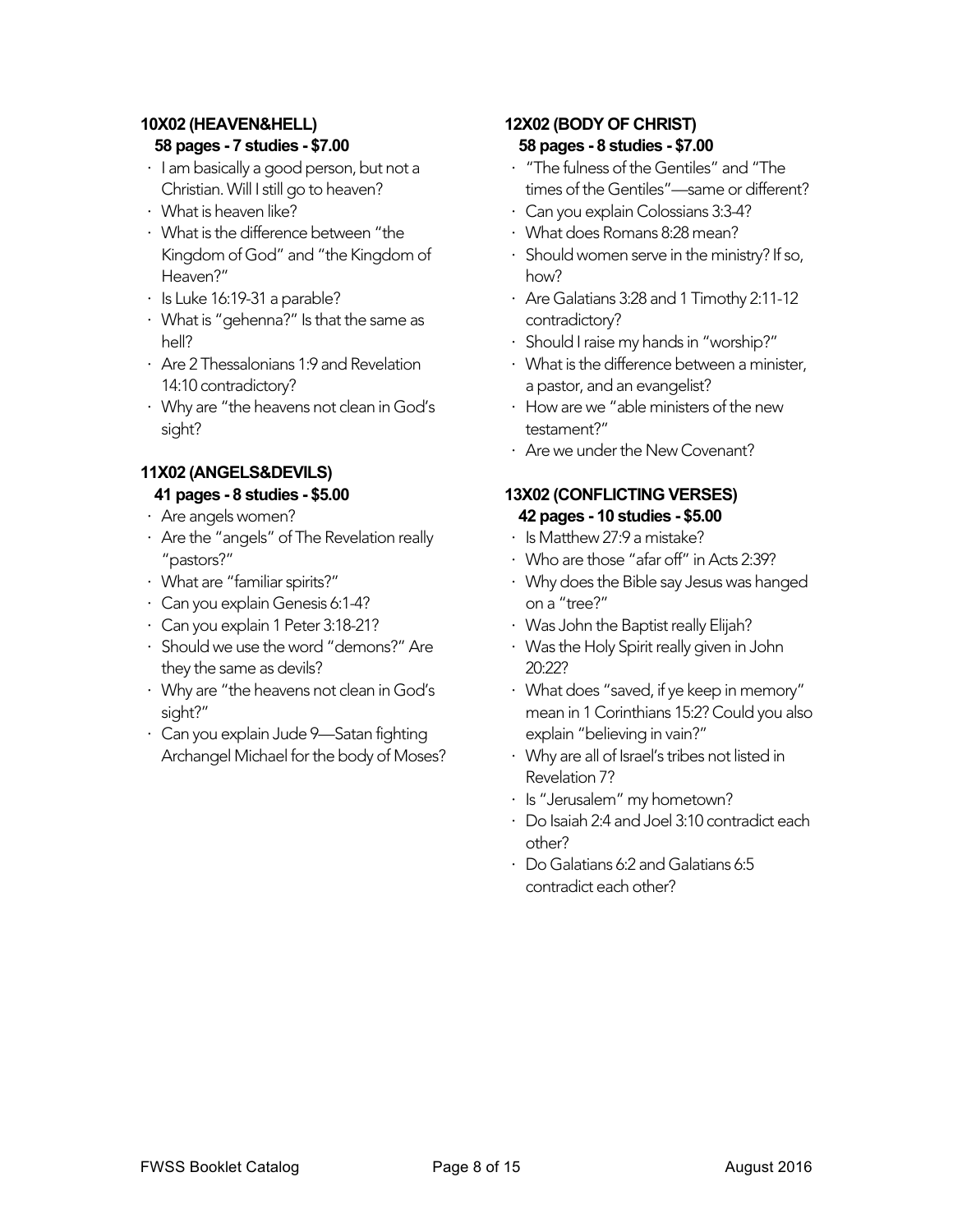### 10X02 (HEAVEN&HELL)

**58 pages - 7 studies - $7.00**

- I am basically a good person, but not a Christian. Will I still go to heaven?
- What is heaven like?
- What is the difference between "the Kingdom of God" and "the Kingdom of Heaven?"
- Is Luke 16:19-31 a parable?
- What is "gehenna?" Is that the same as hell?
- Are 2 Thessalonians 1:9 and Revelation 14:10 contradictory?
- Why are "the heavens not clean in God's sight?

### 11X02 (ANGELS&DEVILS)

**41 pages - 8 studies - $5.00**

- Are angels women?
- Are the "angels" of The Revelation really "pastors?"
- What are "familiar spirits?"
- Can you explain Genesis 6:1-4?
- Can you explain 1 Peter 3:18-21?
- Should we use the word "demons?" Are they the same as devils?
- Why are "the heavens not clean in God's sight?"
- Can you explain Jude 9—Satan fighting Archangel Michael for the body of Moses?

### 12X02 (BODY OF CHRIST)

**58 pages - 8 studies - $7.00**

- "The fulness of the Gentiles" and "The times of the Gentiles"—same or different?
- Can you explain Colossians 3:3-4?
- What does Romans 8:28 mean?
- Should women serve in the ministry? If so, how?
- Are Galatians 3:28 and 1 Timothy 2:11-12 contradictory?
- Should I raise my hands in "worship?"
- What is the difference between a minister, a pastor, and an evangelist?
- How are we "able ministers of the new testament?"
- Are we under the New Covenant?

### 13X02 (CONFLICTING VERSES)

**42 pages - 10 studies - $5.00**

- Is Matthew 27:9 a mistake?
- Who are those "afar off" in Acts 2:39?
- Why does the Bible say Jesus was hanged on a "tree?"
- Was John the Baptist really Elijah?
- Was the Holy Spirit really given in John 20:22?
- What does "saved, if ye keep in memory" mean in 1 Corinthians 15:2? Could you also explain "believing in vain?"
- Why are all of Israel's tribes not listed in Revelation 7?
- Is "Jerusalem" my hometown?
- Do Isaiah 2:4 and Joel 3:10 contradict each other?
- Do Galatians 6:2 and Galatians 6:5 contradict each other?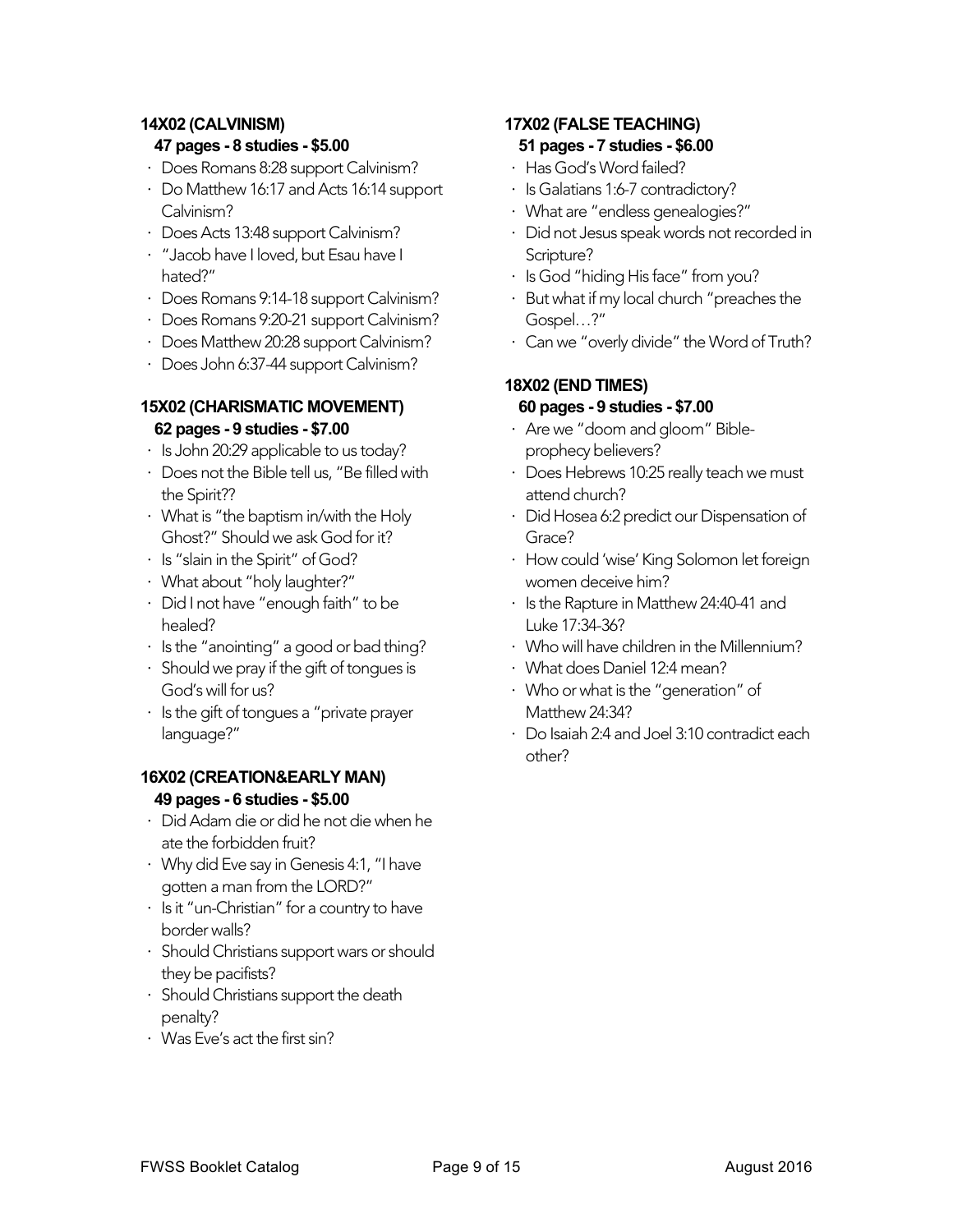**14X02 (CALVINISM)**
**47 pages - 8 studies - $5.00**

- Does Romans 8:28 support Calvinism?
- Do Matthew 16:17 and Acts 16:14 support Calvinism?
- Does Acts 13:48 support Calvinism?
- "Jacob have I loved, but Esau have I hated?"
- Does Romans 9:14-18 support Calvinism?
- Does Romans 9:20-21 support Calvinism?
- Does Matthew 20:28 support Calvinism?
- Does John 6:37-44 support Calvinism?

**15X02 (CHARISMATIC MOVEMENT)**
**62 pages - 9 studies - $7.00**

- Is John 20:29 applicable to us today?
- Does not the Bible tell us, "Be filled with the Spirit??
- What is "the baptism in/with the Holy Ghost?" Should we ask God for it?
- Is "slain in the Spirit" of God?
- What about "holy laughter?"
- Did I not have "enough faith" to be healed?
- Is the "anointing" a good or bad thing?
- Should we pray if the gift of tongues is God's will for us?
- Is the gift of tongues a "private prayer language?"

**16X02 (CREATION&EARLY MAN)**
**49 pages - 6 studies - $5.00**

- Did Adam die or did he not die when he ate the forbidden fruit?
- Why did Eve say in Genesis 4:1, "I have gotten a man from the LORD?"
- Is it "un-Christian" for a country to have border walls?
- Should Christians support wars or should they be pacifists?
- Should Christians support the death penalty?
- Was Eve's act the first sin?

**17X02 (FALSE TEACHING)**
**51 pages - 7 studies - $6.00**

- Has God's Word failed?
- Is Galatians 1:6-7 contradictory?
- What are "endless genealogies?"
- Did not Jesus speak words not recorded in Scripture?
- Is God "hiding His face" from you?
- But what if my local church "preaches the Gospel…?"
- Can we "overly divide" the Word of Truth?

**18X02 (END TIMES)**
**60 pages - 9 studies - $7.00**

- Are we "doom and gloom" Bible-prophecy believers?
- Does Hebrews 10:25 really teach we must attend church?
- Did Hosea 6:2 predict our Dispensation of Grace?
- How could 'wise' King Solomon let foreign women deceive him?
- Is the Rapture in Matthew 24:40-41 and Luke 17:34-36?
- Who will have children in the Millennium?
- What does Daniel 12:4 mean?
- Who or what is the "generation" of Matthew 24:34?
- Do Isaiah 2:4 and Joel 3:10 contradict each other?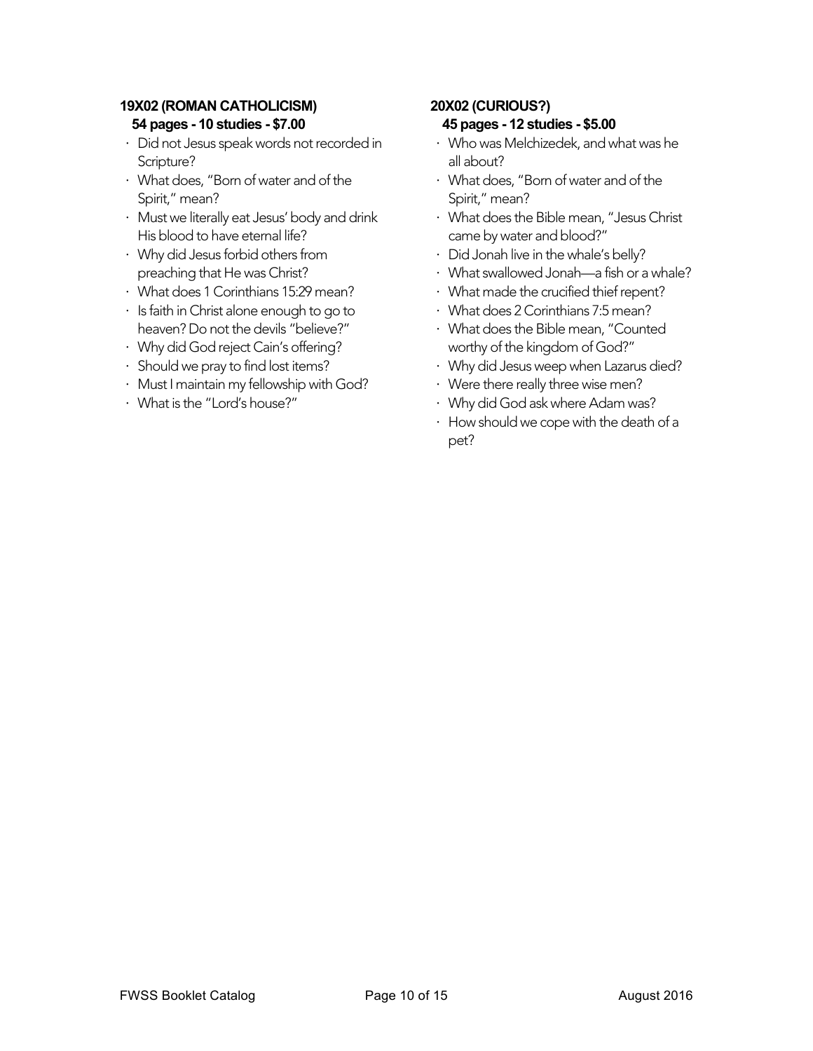**19X02 (ROMAN CATHOLICISM)**
**54 pages - 10 studies - $7.00**

- Did not Jesus speak words not recorded in Scripture?
- What does, "Born of water and of the Spirit," mean?
- Must we literally eat Jesus' body and drink His blood to have eternal life?
- Why did Jesus forbid others from preaching that He was Christ?
- What does 1 Corinthians 15:29 mean?
- Is faith in Christ alone enough to go to heaven? Do not the devils "believe?"
- Why did God reject Cain's offering?
- Should we pray to find lost items?
- Must I maintain my fellowship with God?
- What is the "Lord's house?"

**20X02 (CURIOUS?)**
**45 pages - 12 studies - $5.00**

- Who was Melchizedek, and what was he all about?
- What does, "Born of water and of the Spirit," mean?
- What does the Bible mean, "Jesus Christ came by water and blood?"
- Did Jonah live in the whale's belly?
- What swallowed Jonah—a fish or a whale?
- What made the crucified thief repent?
- What does 2 Corinthians 7:5 mean?
- What does the Bible mean, "Counted worthy of the kingdom of God?"
- Why did Jesus weep when Lazarus died?
- Were there really three wise men?
- Why did God ask where Adam was?
- How should we cope with the death of a pet?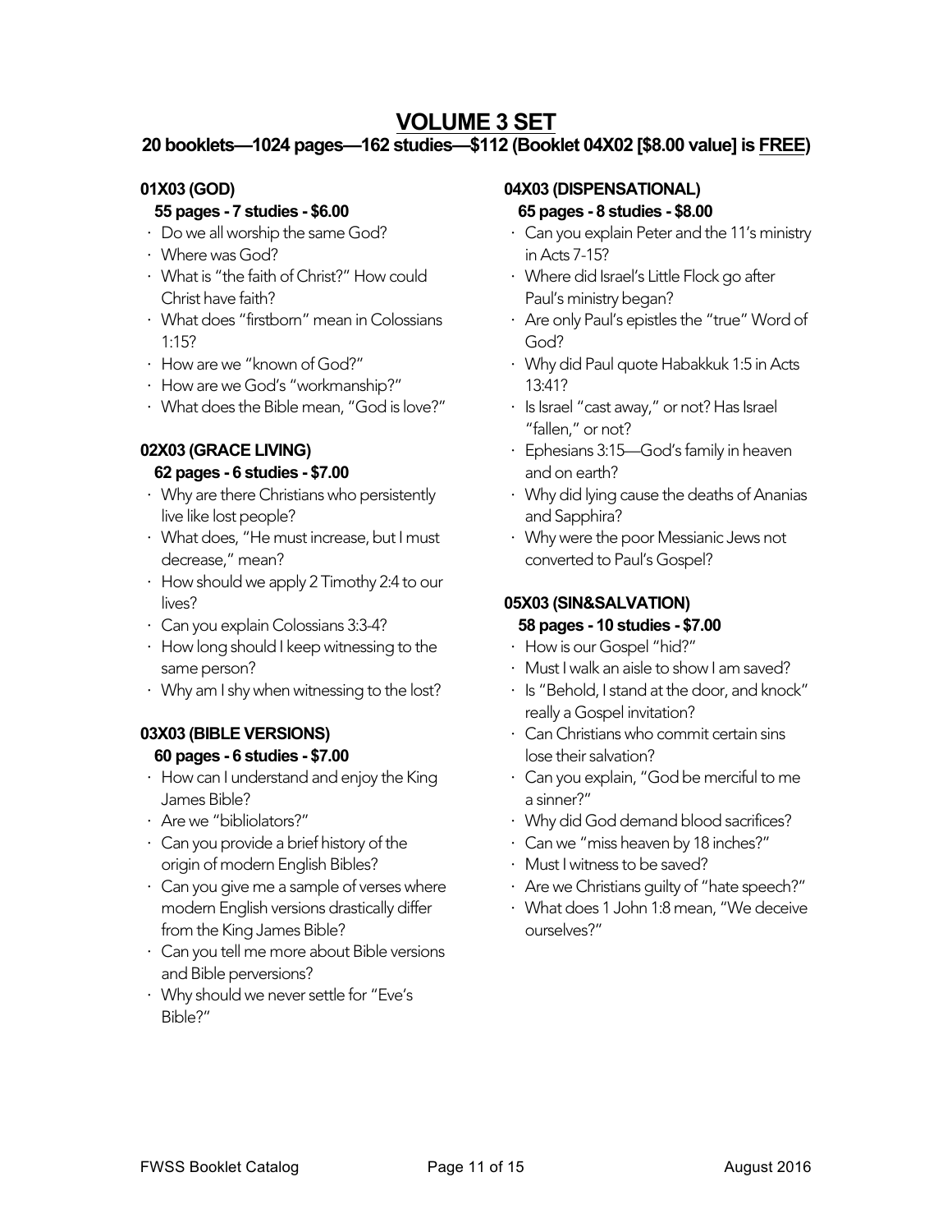# VOLUME 3 SET

**20 booklets—1024 pages—162 studies—$112 (Booklet 04X02 [$8.00 value] is FREE)**

### 01X03 (GOD)

**55 pages - 7 studies - $6.00**

- Do we all worship the same God?
- Where was God?
- What is "the faith of Christ?" How could Christ have faith?
- What does "firstborn" mean in Colossians 1:15?
- How are we "known of God?"
- How are we God's "workmanship?"
- What does the Bible mean, "God is love?"

### 02X03 (GRACE LIVING)

**62 pages - 6 studies - $7.00**

- Why are there Christians who persistently live like lost people?
- What does, "He must increase, but I must decrease," mean?
- How should we apply 2 Timothy 2:4 to our lives?
- Can you explain Colossians 3:3-4?
- How long should I keep witnessing to the same person?
- Why am I shy when witnessing to the lost?

### 03X03 (BIBLE VERSIONS)

**60 pages - 6 studies - $7.00**

- How can I understand and enjoy the King James Bible?
- Are we "bibliolators?"
- Can you provide a brief history of the origin of modern English Bibles?
- Can you give me a sample of verses where modern English versions drastically differ from the King James Bible?
- Can you tell me more about Bible versions and Bible perversions?
- Why should we never settle for "Eve's Bible?"

### 04X03 (DISPENSATIONAL)

**65 pages - 8 studies - $8.00**

- Can you explain Peter and the 11's ministry in Acts 7-15?
- Where did Israel's Little Flock go after Paul's ministry began?
- Are only Paul's epistles the "true" Word of God?
- Why did Paul quote Habakkuk 1:5 in Acts 13:41?
- Is Israel "cast away," or not? Has Israel "fallen," or not?
- Ephesians 3:15—God's family in heaven and on earth?
- Why did lying cause the deaths of Ananias and Sapphira?
- Why were the poor Messianic Jews not converted to Paul's Gospel?

### 05X03 (SIN&SALVATION)

**58 pages - 10 studies - $7.00**

- How is our Gospel "hid?"
- Must I walk an aisle to show I am saved?
- Is "Behold, I stand at the door, and knock" really a Gospel invitation?
- Can Christians who commit certain sins lose their salvation?
- Can you explain, "God be merciful to me a sinner?"
- Why did God demand blood sacrifices?
- Can we "miss heaven by 18 inches?"
- Must I witness to be saved?
- Are we Christians guilty of "hate speech?"
- What does 1 John 1:8 mean, "We deceive ourselves?"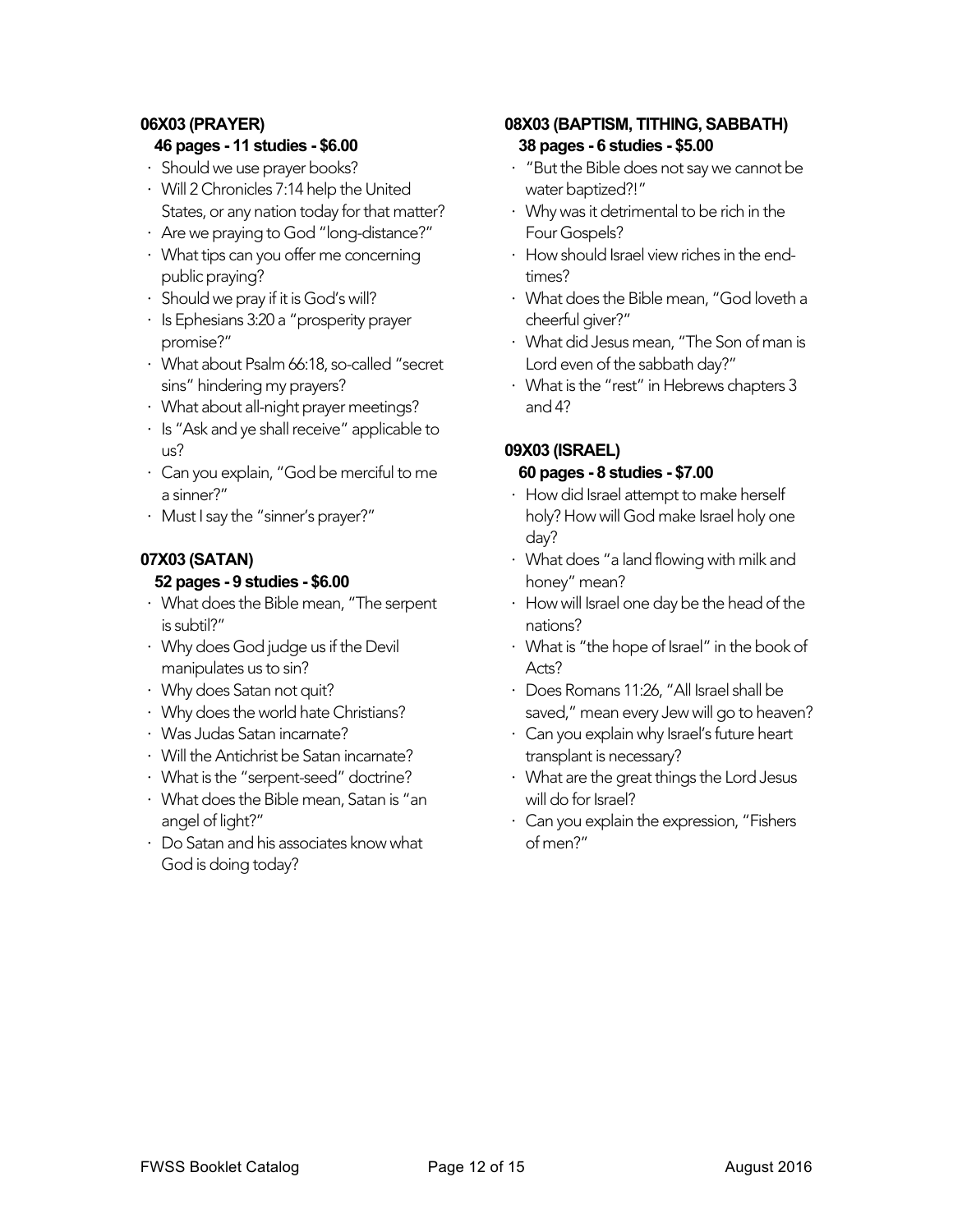### 06X03 (PRAYER)

**46 pages - 11 studies - $6.00**

- Should we use prayer books?
- Will 2 Chronicles 7:14 help the United States, or any nation today for that matter?
- Are we praying to God "long-distance?"
- What tips can you offer me concerning public praying?
- Should we pray if it is God's will?
- Is Ephesians 3:20 a "prosperity prayer promise?"
- What about Psalm 66:18, so-called "secret sins" hindering my prayers?
- What about all-night prayer meetings?
- Is "Ask and ye shall receive" applicable to us?
- Can you explain, "God be merciful to me a sinner?"
- Must I say the "sinner's prayer?"

### 07X03 (SATAN)

**52 pages - 9 studies - $6.00**

- What does the Bible mean, "The serpent is subtil?"
- Why does God judge us if the Devil manipulates us to sin?
- Why does Satan not quit?
- Why does the world hate Christians?
- Was Judas Satan incarnate?
- Will the Antichrist be Satan incarnate?
- What is the "serpent-seed" doctrine?
- What does the Bible mean, Satan is "an angel of light?"
- Do Satan and his associates know what God is doing today?

### 08X03 (BAPTISM, TITHING, SABBATH)

**38 pages - 6 studies - $5.00**

- "But the Bible does not say we cannot be water baptized?!"
- Why was it detrimental to be rich in the Four Gospels?
- How should Israel view riches in the end-times?
- What does the Bible mean, "God loveth a cheerful giver?"
- What did Jesus mean, "The Son of man is Lord even of the sabbath day?"
- What is the "rest" in Hebrews chapters 3 and 4?

### 09X03 (ISRAEL)

**60 pages - 8 studies - $7.00**

- How did Israel attempt to make herself holy? How will God make Israel holy one day?
- What does "a land flowing with milk and honey" mean?
- How will Israel one day be the head of the nations?
- What is "the hope of Israel" in the book of Acts?
- Does Romans 11:26, "All Israel shall be saved," mean every Jew will go to heaven?
- Can you explain why Israel's future heart transplant is necessary?
- What are the great things the Lord Jesus will do for Israel?
- Can you explain the expression, "Fishers of men?"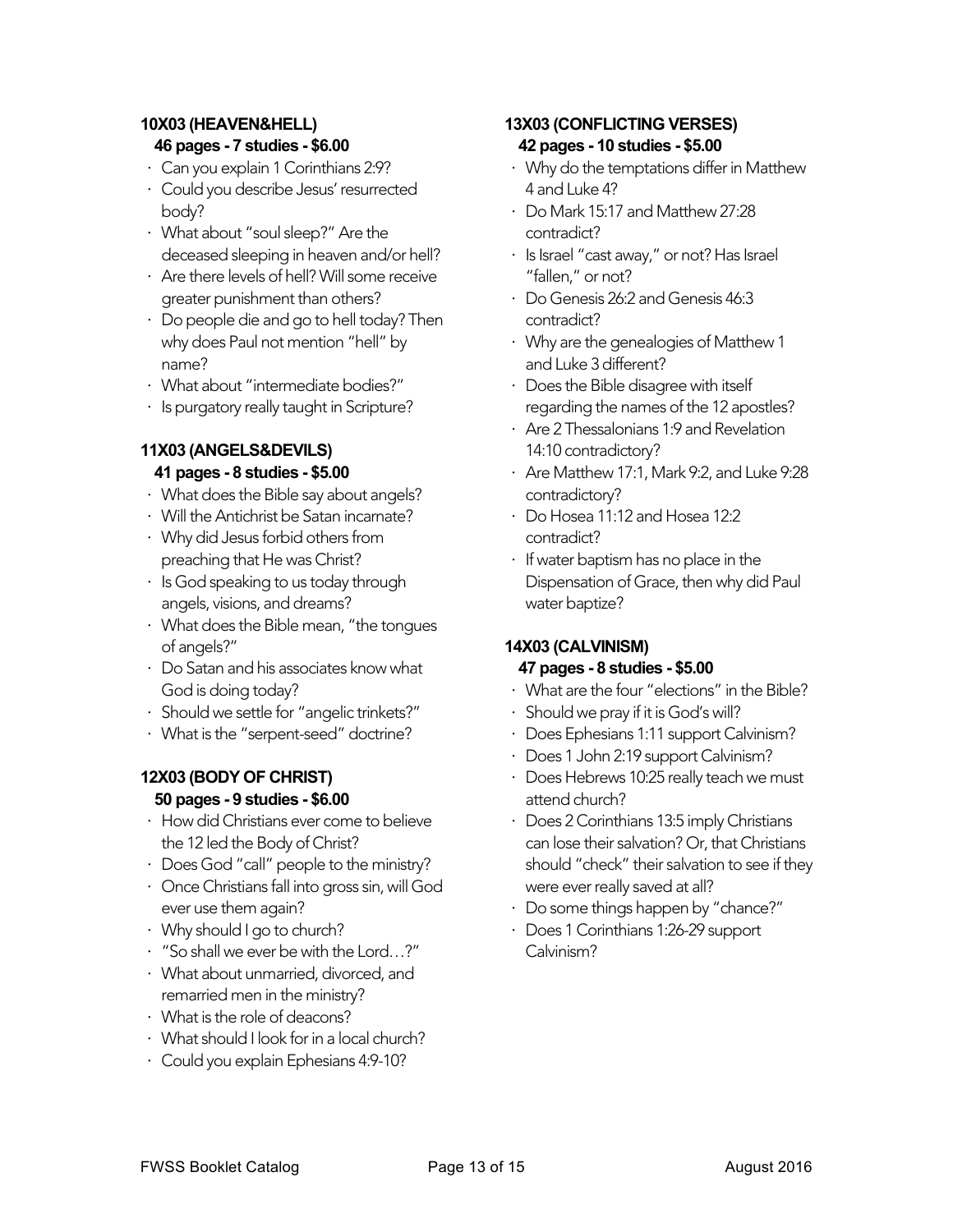### 10X03 (HEAVEN&HELL)

**46 pages - 7 studies - $6.00**

- Can you explain 1 Corinthians 2:9?
- Could you describe Jesus' resurrected body?
- What about "soul sleep?" Are the deceased sleeping in heaven and/or hell?
- Are there levels of hell? Will some receive greater punishment than others?
- Do people die and go to hell today? Then why does Paul not mention "hell" by name?
- What about "intermediate bodies?"
- Is purgatory really taught in Scripture?

### 11X03 (ANGELS&DEVILS)

**41 pages - 8 studies - $5.00**

- What does the Bible say about angels?
- Will the Antichrist be Satan incarnate?
- Why did Jesus forbid others from preaching that He was Christ?
- Is God speaking to us today through angels, visions, and dreams?
- What does the Bible mean, "the tongues of angels?"
- Do Satan and his associates know what God is doing today?
- Should we settle for "angelic trinkets?"
- What is the "serpent-seed" doctrine?

### 12X03 (BODY OF CHRIST)

**50 pages - 9 studies - $6.00**

- How did Christians ever come to believe the 12 led the Body of Christ?
- Does God "call" people to the ministry?
- Once Christians fall into gross sin, will God ever use them again?
- Why should I go to church?
- "So shall we ever be with the Lord…?"
- What about unmarried, divorced, and remarried men in the ministry?
- What is the role of deacons?
- What should I look for in a local church?
- Could you explain Ephesians 4:9-10?

### 13X03 (CONFLICTING VERSES)

**42 pages - 10 studies - $5.00**

- Why do the temptations differ in Matthew 4 and Luke 4?
- Do Mark 15:17 and Matthew 27:28 contradict?
- Is Israel "cast away," or not? Has Israel "fallen," or not?
- Do Genesis 26:2 and Genesis 46:3 contradict?
- Why are the genealogies of Matthew 1 and Luke 3 different?
- Does the Bible disagree with itself regarding the names of the 12 apostles?
- Are 2 Thessalonians 1:9 and Revelation 14:10 contradictory?
- Are Matthew 17:1, Mark 9:2, and Luke 9:28 contradictory?
- Do Hosea 11:12 and Hosea 12:2 contradict?
- If water baptism has no place in the Dispensation of Grace, then why did Paul water baptize?

### 14X03 (CALVINISM)

**47 pages - 8 studies - $5.00**

- What are the four "elections" in the Bible?
- Should we pray if it is God's will?
- Does Ephesians 1:11 support Calvinism?
- Does 1 John 2:19 support Calvinism?
- Does Hebrews 10:25 really teach we must attend church?
- Does 2 Corinthians 13:5 imply Christians can lose their salvation? Or, that Christians should "check" their salvation to see if they were ever really saved at all?
- Do some things happen by "chance?"
- Does 1 Corinthians 1:26-29 support Calvinism?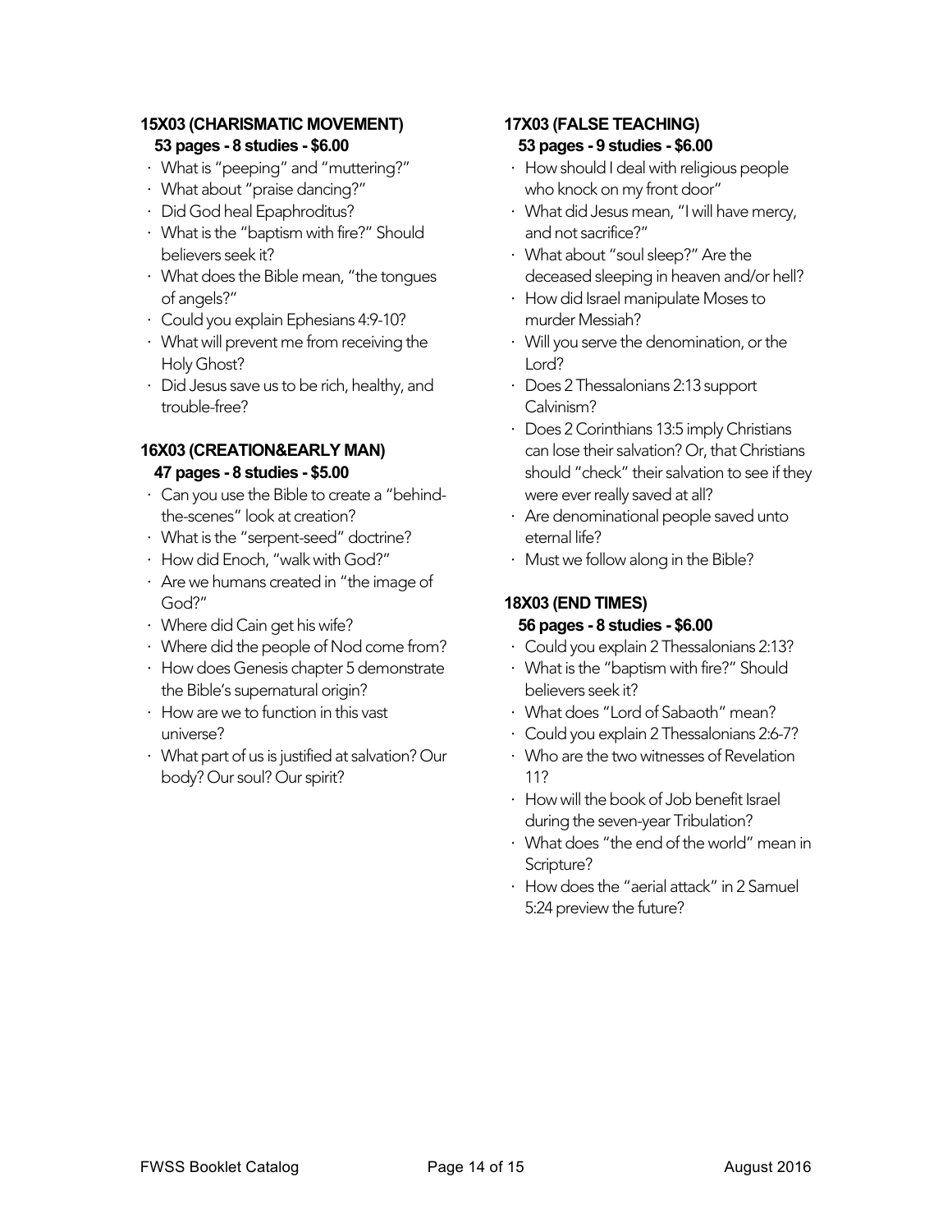### 15X03 (CHARISMATIC MOVEMENT)

**53 pages - 8 studies - $6.00**

- What is "peeping" and "muttering?"
- What about "praise dancing?"
- Did God heal Epaphroditus?
- What is the "baptism with fire?" Should believers seek it?
- What does the Bible mean, "the tongues of angels?"
- Could you explain Ephesians 4:9-10?
- What will prevent me from receiving the Holy Ghost?
- Did Jesus save us to be rich, healthy, and trouble-free?

### 16X03 (CREATION&EARLY MAN)

**47 pages - 8 studies - $5.00**

- Can you use the Bible to create a "behind-the-scenes" look at creation?
- What is the "serpent-seed" doctrine?
- How did Enoch, "walk with God?"
- Are we humans created in "the image of God?"
- Where did Cain get his wife?
- Where did the people of Nod come from?
- How does Genesis chapter 5 demonstrate the Bible's supernatural origin?
- How are we to function in this vast universe?
- What part of us is justified at salvation? Our body? Our soul? Our spirit?

### 17X03 (FALSE TEACHING)

**53 pages - 9 studies - $6.00**

- How should I deal with religious people who knock on my front door"
- What did Jesus mean, "I will have mercy, and not sacrifice?"
- What about "soul sleep?" Are the deceased sleeping in heaven and/or hell?
- How did Israel manipulate Moses to murder Messiah?
- Will you serve the denomination, or the Lord?
- Does 2 Thessalonians 2:13 support Calvinism?
- Does 2 Corinthians 13:5 imply Christians can lose their salvation? Or, that Christians should "check" their salvation to see if they were ever really saved at all?
- Are denominational people saved unto eternal life?
- Must we follow along in the Bible?

### 18X03 (END TIMES)

**56 pages - 8 studies - $6.00**

- Could you explain 2 Thessalonians 2:13?
- What is the "baptism with fire?" Should believers seek it?
- What does "Lord of Sabaoth" mean?
- Could you explain 2 Thessalonians 2:6-7?
- Who are the two witnesses of Revelation 11?
- How will the book of Job benefit Israel during the seven-year Tribulation?
- What does "the end of the world" mean in Scripture?
- How does the "aerial attack" in 2 Samuel 5:24 preview the future?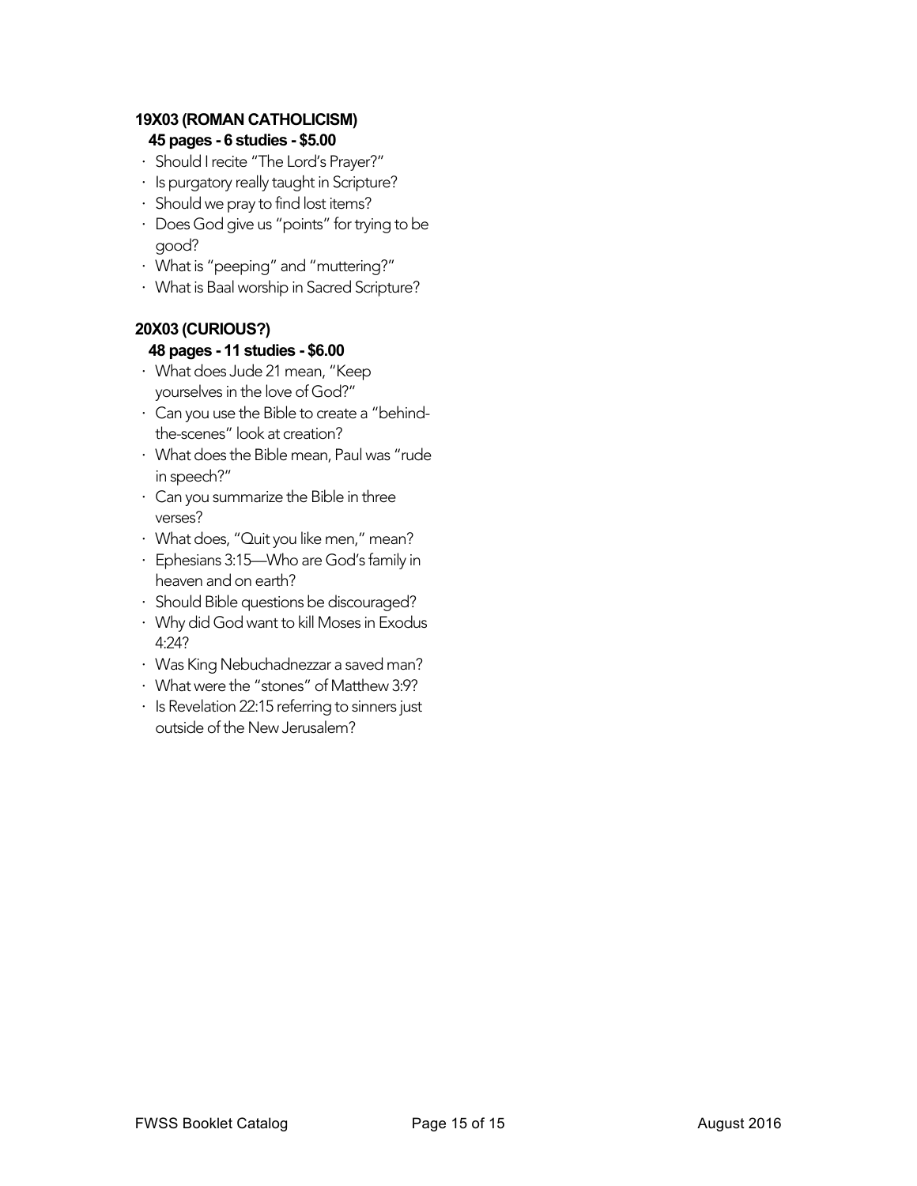**19X03 (ROMAN CATHOLICISM)**

**45 pages - 6 studies - $5.00**

- Should I recite "The Lord's Prayer?"
- Is purgatory really taught in Scripture?
- Should we pray to find lost items?
- Does God give us "points" for trying to be good?
- What is "peeping" and "muttering?"
- What is Baal worship in Sacred Scripture?

**20X03 (CURIOUS?)**

**48 pages - 11 studies - $6.00**

- What does Jude 21 mean, "Keep yourselves in the love of God?"
- Can you use the Bible to create a "behind-the-scenes" look at creation?
- What does the Bible mean, Paul was "rude in speech?"
- Can you summarize the Bible in three verses?
- What does, "Quit you like men," mean?
- Ephesians 3:15—Who are God's family in heaven and on earth?
- Should Bible questions be discouraged?
- Why did God want to kill Moses in Exodus 4:24?
- Was King Nebuchadnezzar a saved man?
- What were the "stones" of Matthew 3:9?
- Is Revelation 22:15 referring to sinners just outside of the New Jerusalem?